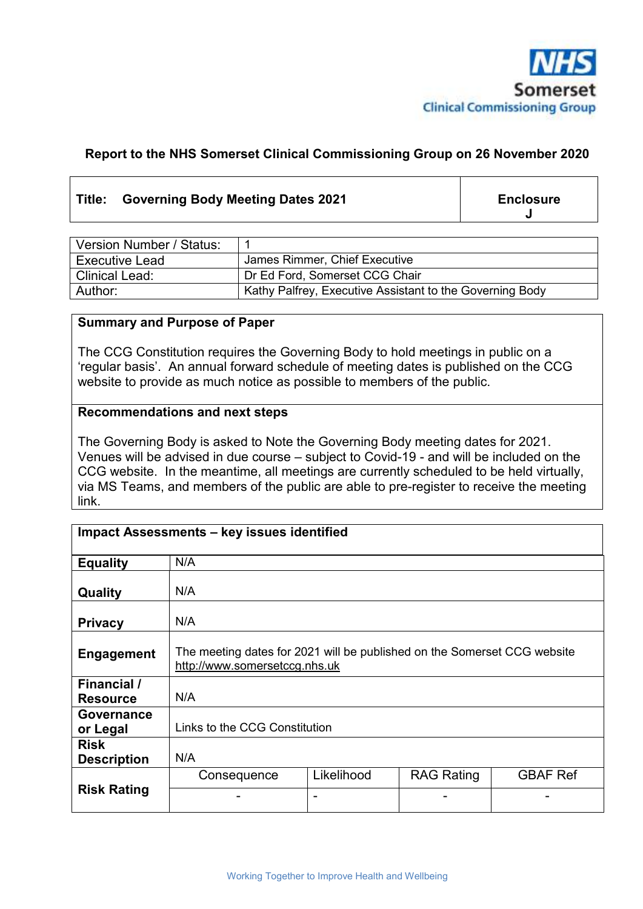NHS
Somerset
Clinical Commissioning Group

**Report to the NHS Somerset Clinical Commissioning Group on 26 November 2020**

| **Title: Governing Body Meeting Dates 2021** | **Enclosure J** |
|---|---|

| Version Number / Status: | 1 |
|---|---|
| Executive Lead | James Rimmer, Chief Executive |
| Clinical Lead: | Dr Ed Ford, Somerset CCG Chair |
| Author: | Kathy Palfrey, Executive Assistant to the Governing Body |

**Summary and Purpose of Paper**

The CCG Constitution requires the Governing Body to hold meetings in public on a 'regular basis'. An annual forward schedule of meeting dates is published on the CCG website to provide as much notice as possible to members of the public.

**Recommendations and next steps**

The Governing Body is asked to Note the Governing Body meeting dates for 2021. Venues will be advised in due course – subject to Covid-19 - and will be included on the CCG website. In the meantime, all meetings are currently scheduled to be held virtually, via MS Teams, and members of the public are able to pre-register to receive the meeting link.

| **Impact Assessments – key issues identified** | | | | |
|---|---|---|---|---|
| **Equality** | N/A | | | |
| **Quality** | N/A | | | |
| **Privacy** | N/A | | | |
| **Engagement** | The meeting dates for 2021 will be published on the Somerset CCG website http://www.somersetccg.nhs.uk | | | |
| **Financial / Resource** | N/A | | | |
| **Governance or Legal** | Links to the CCG Constitution | | | |
| **Risk Description** | N/A | | | |
| **Risk Rating** | Consequence | Likelihood | RAG Rating | GBAF Ref |
| | - | - | - | - |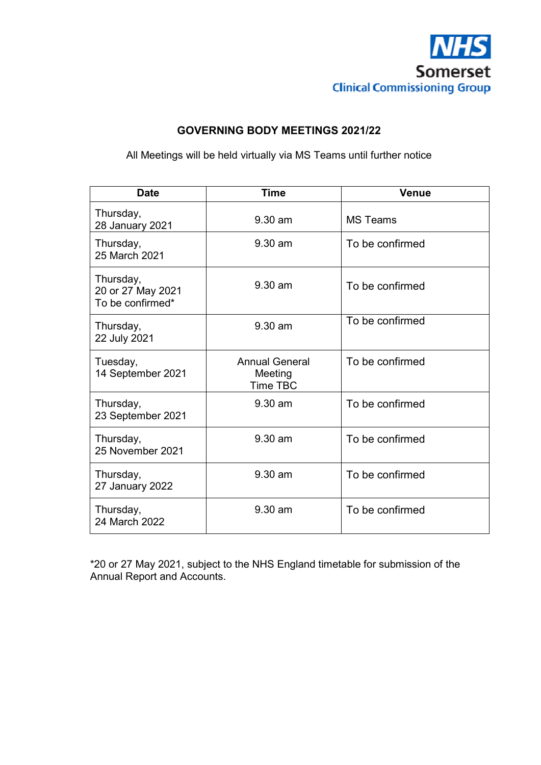NHS Somerset
Clinical Commissioning Group

## GOVERNING BODY MEETINGS 2021/22

All Meetings will be held virtually via MS Teams until further notice

| Date | Time | Venue |
|---|---|---|
| Thursday, 28 January 2021 | 9.30 am | MS Teams |
| Thursday, 25 March 2021 | 9.30 am | To be confirmed |
| Thursday, 20 or 27 May 2021 To be confirmed* | 9.30 am | To be confirmed |
| Thursday, 22 July 2021 | 9.30 am | To be confirmed |
| Tuesday, 14 September 2021 | Annual General Meeting Time TBC | To be confirmed |
| Thursday, 23 September 2021 | 9.30 am | To be confirmed |
| Thursday, 25 November 2021 | 9.30 am | To be confirmed |
| Thursday, 27 January 2022 | 9.30 am | To be confirmed |
| Thursday, 24 March 2022 | 9.30 am | To be confirmed |

*20 or 27 May 2021, subject to the NHS England timetable for submission of the Annual Report and Accounts.